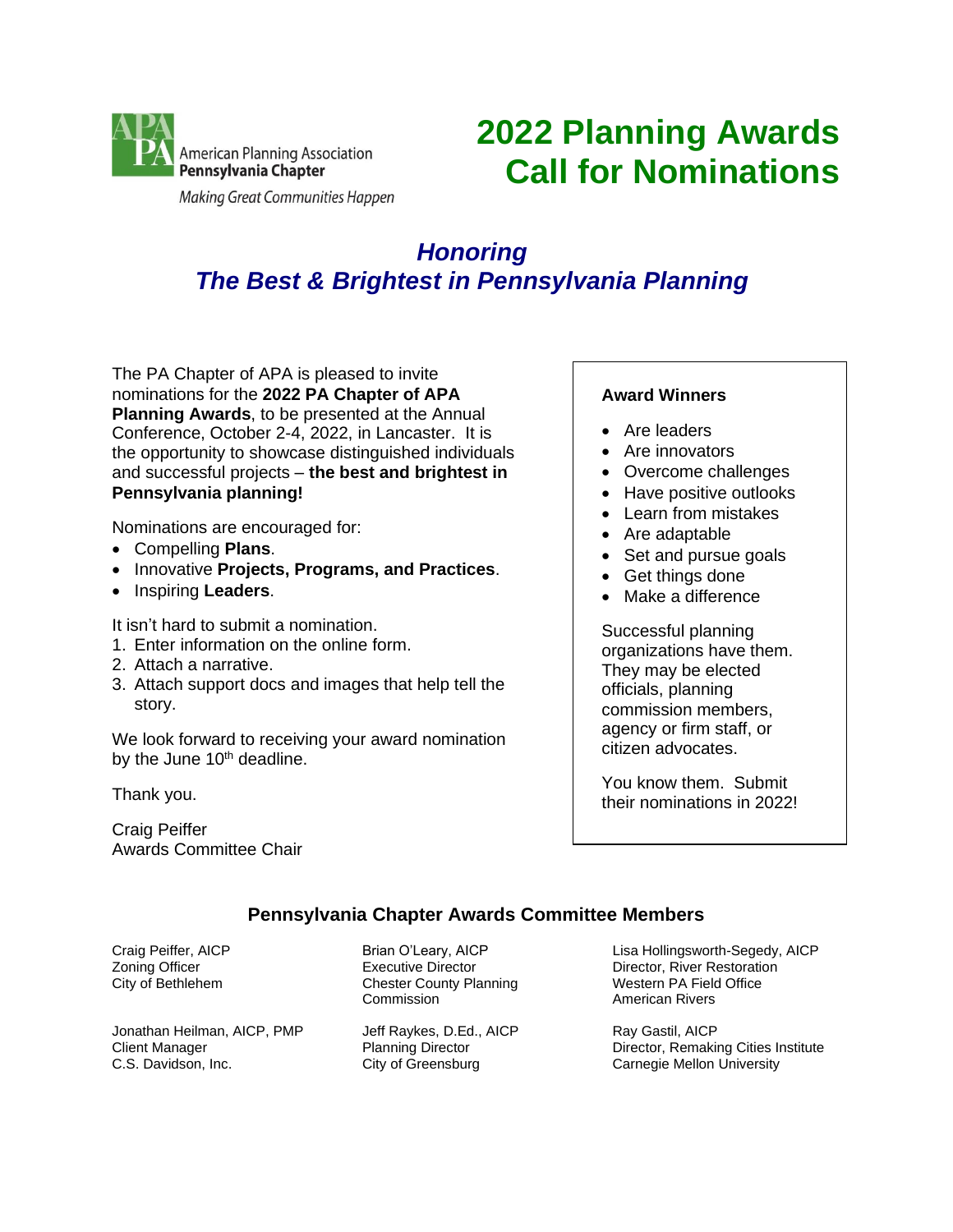American Planning Association
**Pennsylvania Chapter**
*Making Great Communities Happen*

# 2022 Planning Awards Call for Nominations

## *Honoring The Best & Brightest in Pennsylvania Planning*

The PA Chapter of APA is pleased to invite nominations for the **2022 PA Chapter of APA Planning Awards**, to be presented at the Annual Conference, October 2-4, 2022, in Lancaster. It is the opportunity to showcase distinguished individuals and successful projects – **the best and brightest in Pennsylvania planning!**

Nominations are encouraged for:

- Compelling **Plans**.
- Innovative **Projects, Programs, and Practices**.
- Inspiring **Leaders**.

It isn't hard to submit a nomination.

1. Enter information on the online form.
2. Attach a narrative.
3. Attach support docs and images that help tell the story.

We look forward to receiving your award nomination by the June 10th deadline.

Thank you.

Craig Peiffer
Awards Committee Chair

**Award Winners**

- Are leaders
- Are innovators
- Overcome challenges
- Have positive outlooks
- Learn from mistakes
- Are adaptable
- Set and pursue goals
- Get things done
- Make a difference

Successful planning organizations have them. They may be elected officials, planning commission members, agency or firm staff, or citizen advocates.

You know them. Submit their nominations in 2022!

### Pennsylvania Chapter Awards Committee Members

Craig Peiffer, AICP
Zoning Officer
City of Bethlehem

Brian O'Leary, AICP
Executive Director
Chester County Planning Commission

Lisa Hollingsworth-Segedy, AICP
Director, River Restoration
Western PA Field Office
American Rivers

Jonathan Heilman, AICP, PMP
Client Manager
C.S. Davidson, Inc.

Jeff Raykes, D.Ed., AICP
Planning Director
City of Greensburg

Ray Gastil, AICP
Director, Remaking Cities Institute
Carnegie Mellon University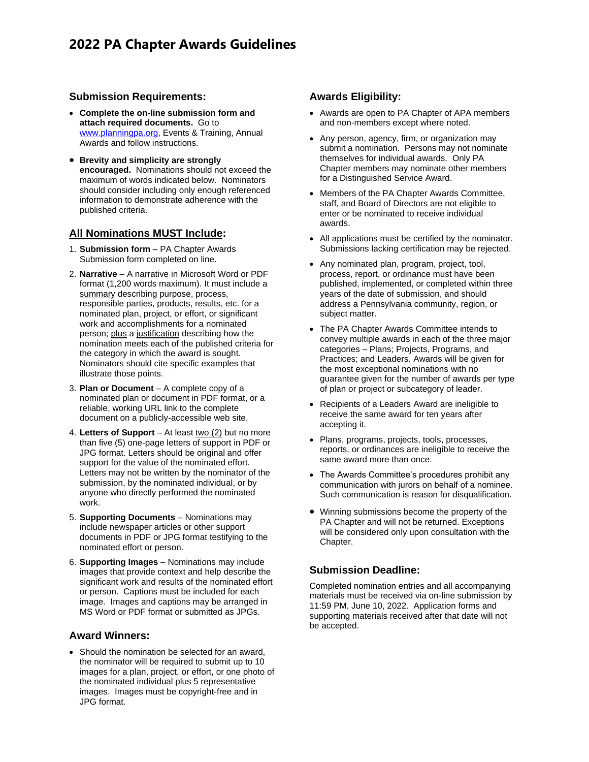# 2022 PA Chapter Awards Guidelines

## Submission Requirements:

- **Complete the on-line submission form and attach required documents.** Go to www.planningpa.org, Events & Training, Annual Awards and follow instructions.
- **Brevity and simplicity are strongly encouraged.** Nominations should not exceed the maximum of words indicated below. Nominators should consider including only enough referenced information to demonstrate adherence with the published criteria.

## All Nominations MUST Include:

1. **Submission form** – PA Chapter Awards Submission form completed on line.
2. **Narrative** – A narrative in Microsoft Word or PDF format (1,200 words maximum). It must include a summary describing purpose, process, responsible parties, products, results, etc. for a nominated plan, project, or effort, or significant work and accomplishments for a nominated person; plus a justification describing how the nomination meets each of the published criteria for the category in which the award is sought. Nominators should cite specific examples that illustrate those points.
3. **Plan or Document** – A complete copy of a nominated plan or document in PDF format, or a reliable, working URL link to the complete document on a publicly-accessible web site.
4. **Letters of Support** – At least two (2) but no more than five (5) one-page letters of support in PDF or JPG format. Letters should be original and offer support for the value of the nominated effort. Letters may not be written by the nominator of the submission, by the nominated individual, or by anyone who directly performed the nominated work.
5. **Supporting Documents** – Nominations may include newspaper articles or other support documents in PDF or JPG format testifying to the nominated effort or person.
6. **Supporting Images** – Nominations may include images that provide context and help describe the significant work and results of the nominated effort or person. Captions must be included for each image. Images and captions may be arranged in MS Word or PDF format or submitted as JPGs.

## Award Winners:

- Should the nomination be selected for an award, the nominator will be required to submit up to 10 images for a plan, project, or effort, or one photo of the nominated individual plus 5 representative images. Images must be copyright-free and in JPG format.

## Awards Eligibility:

- Awards are open to PA Chapter of APA members and non-members except where noted.
- Any person, agency, firm, or organization may submit a nomination. Persons may not nominate themselves for individual awards. Only PA Chapter members may nominate other members for a Distinguished Service Award.
- Members of the PA Chapter Awards Committee, staff, and Board of Directors are not eligible to enter or be nominated to receive individual awards.
- All applications must be certified by the nominator. Submissions lacking certification may be rejected.
- Any nominated plan, program, project, tool, process, report, or ordinance must have been published, implemented, or completed within three years of the date of submission, and should address a Pennsylvania community, region, or subject matter.
- The PA Chapter Awards Committee intends to convey multiple awards in each of the three major categories – Plans; Projects, Programs, and Practices; and Leaders. Awards will be given for the most exceptional nominations with no guarantee given for the number of awards per type of plan or project or subcategory of leader.
- Recipients of a Leaders Award are ineligible to receive the same award for ten years after accepting it.
- Plans, programs, projects, tools, processes, reports, or ordinances are ineligible to receive the same award more than once.
- The Awards Committee's procedures prohibit any communication with jurors on behalf of a nominee. Such communication is reason for disqualification.
- Winning submissions become the property of the PA Chapter and will not be returned. Exceptions will be considered only upon consultation with the Chapter.

## Submission Deadline:

Completed nomination entries and all accompanying materials must be received via on-line submission by 11:59 PM, June 10, 2022. Application forms and supporting materials received after that date will not be accepted.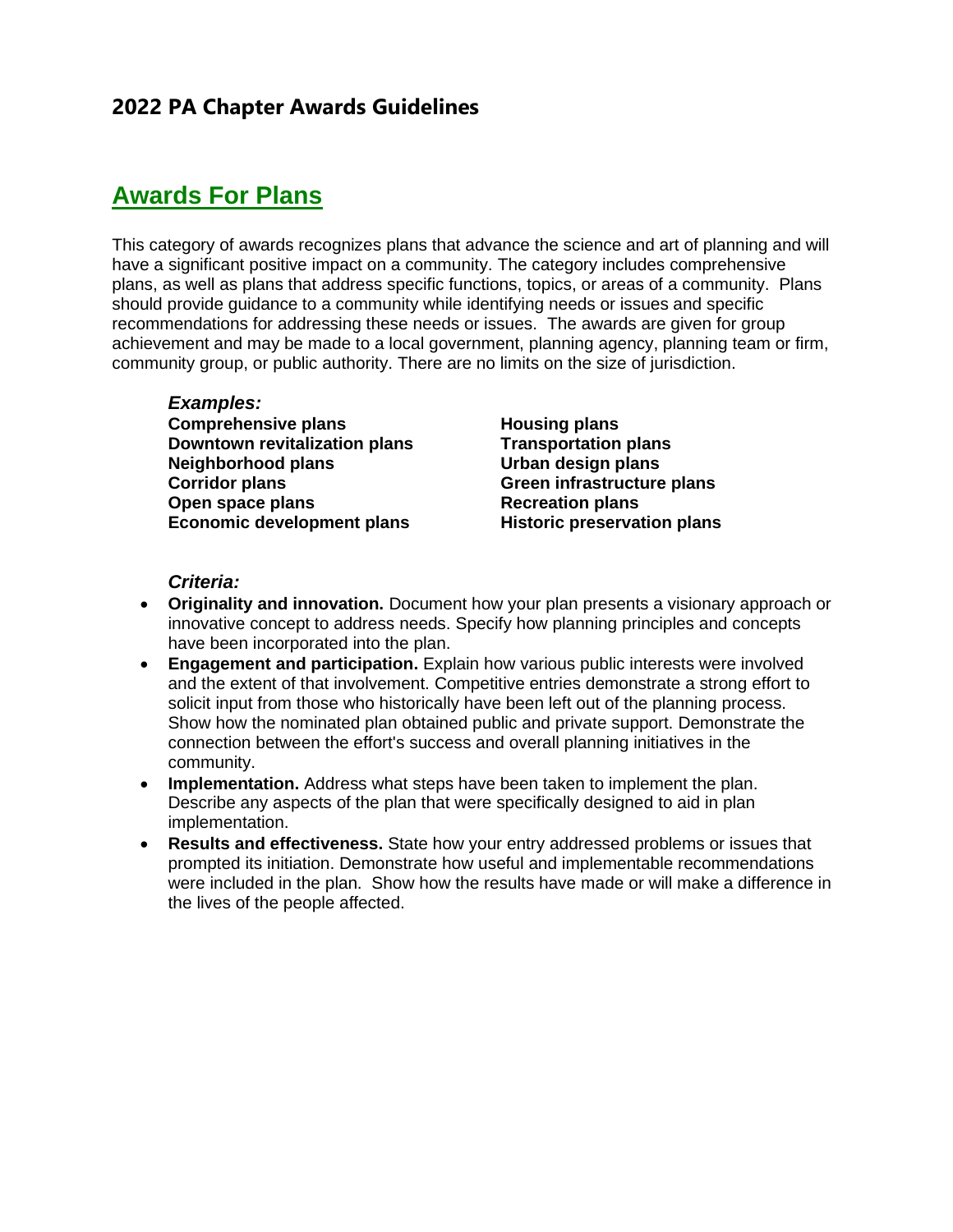## 2022 PA Chapter Awards Guidelines

# Awards For Plans

This category of awards recognizes plans that advance the science and art of planning and will have a significant positive impact on a community. The category includes comprehensive plans, as well as plans that address specific functions, topics, or areas of a community. Plans should provide guidance to a community while identifying needs or issues and specific recommendations for addressing these needs or issues. The awards are given for group achievement and may be made to a local government, planning agency, planning team or firm, community group, or public authority. There are no limits on the size of jurisdiction.

***Examples:***

**Comprehensive plans**
**Downtown revitalization plans**
**Neighborhood plans**
**Corridor plans**
**Open space plans**
**Economic development plans**
**Housing plans**
**Transportation plans**
**Urban design plans**
**Green infrastructure plans**
**Recreation plans**
**Historic preservation plans**

***Criteria:***

- **Originality and innovation.** Document how your plan presents a visionary approach or innovative concept to address needs. Specify how planning principles and concepts have been incorporated into the plan.
- **Engagement and participation.** Explain how various public interests were involved and the extent of that involvement. Competitive entries demonstrate a strong effort to solicit input from those who historically have been left out of the planning process. Show how the nominated plan obtained public and private support. Demonstrate the connection between the effort's success and overall planning initiatives in the community.
- **Implementation.** Address what steps have been taken to implement the plan. Describe any aspects of the plan that were specifically designed to aid in plan implementation.
- **Results and effectiveness.** State how your entry addressed problems or issues that prompted its initiation. Demonstrate how useful and implementable recommendations were included in the plan. Show how the results have made or will make a difference in the lives of the people affected.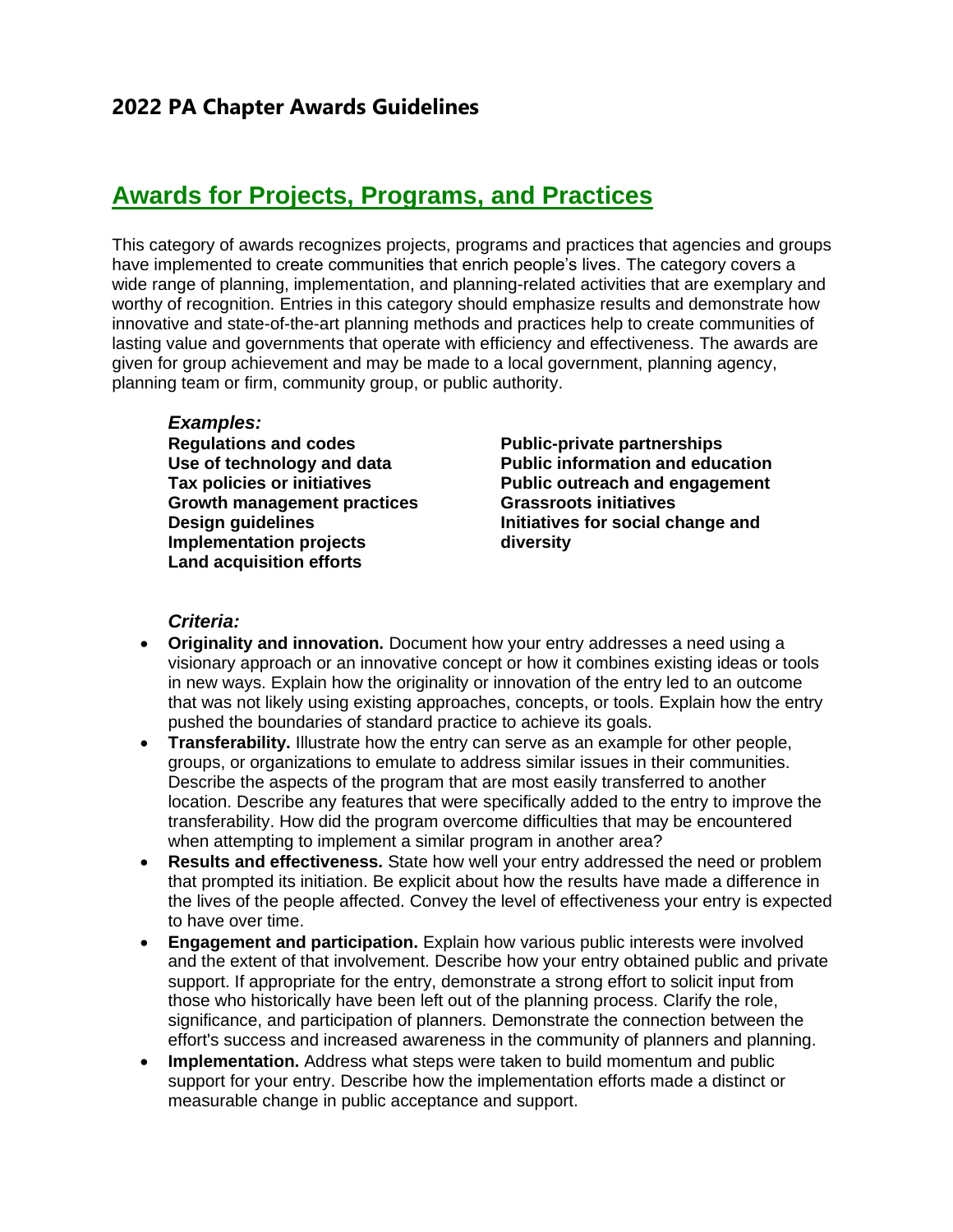## 2022 PA Chapter Awards Guidelines

# Awards for Projects, Programs, and Practices

This category of awards recognizes projects, programs and practices that agencies and groups have implemented to create communities that enrich people's lives. The category covers a wide range of planning, implementation, and planning-related activities that are exemplary and worthy of recognition. Entries in this category should emphasize results and demonstrate how innovative and state-of-the-art planning methods and practices help to create communities of lasting value and governments that operate with efficiency and effectiveness. The awards are given for group achievement and may be made to a local government, planning agency, planning team or firm, community group, or public authority.

***Examples:***

**Regulations and codes**
**Use of technology and data**
**Tax policies or initiatives**
**Growth management practices**
**Design guidelines**
**Implementation projects**
**Land acquisition efforts**
**Public-private partnerships**
**Public information and education**
**Public outreach and engagement**
**Grassroots initiatives**
**Initiatives for social change and diversity**

***Criteria:***

- **Originality and innovation.** Document how your entry addresses a need using a visionary approach or an innovative concept or how it combines existing ideas or tools in new ways. Explain how the originality or innovation of the entry led to an outcome that was not likely using existing approaches, concepts, or tools. Explain how the entry pushed the boundaries of standard practice to achieve its goals.
- **Transferability.** Illustrate how the entry can serve as an example for other people, groups, or organizations to emulate to address similar issues in their communities. Describe the aspects of the program that are most easily transferred to another location. Describe any features that were specifically added to the entry to improve the transferability. How did the program overcome difficulties that may be encountered when attempting to implement a similar program in another area?
- **Results and effectiveness.** State how well your entry addressed the need or problem that prompted its initiation. Be explicit about how the results have made a difference in the lives of the people affected. Convey the level of effectiveness your entry is expected to have over time.
- **Engagement and participation.** Explain how various public interests were involved and the extent of that involvement. Describe how your entry obtained public and private support. If appropriate for the entry, demonstrate a strong effort to solicit input from those who historically have been left out of the planning process. Clarify the role, significance, and participation of planners. Demonstrate the connection between the effort's success and increased awareness in the community of planners and planning.
- **Implementation.** Address what steps were taken to build momentum and public support for your entry. Describe how the implementation efforts made a distinct or measurable change in public acceptance and support.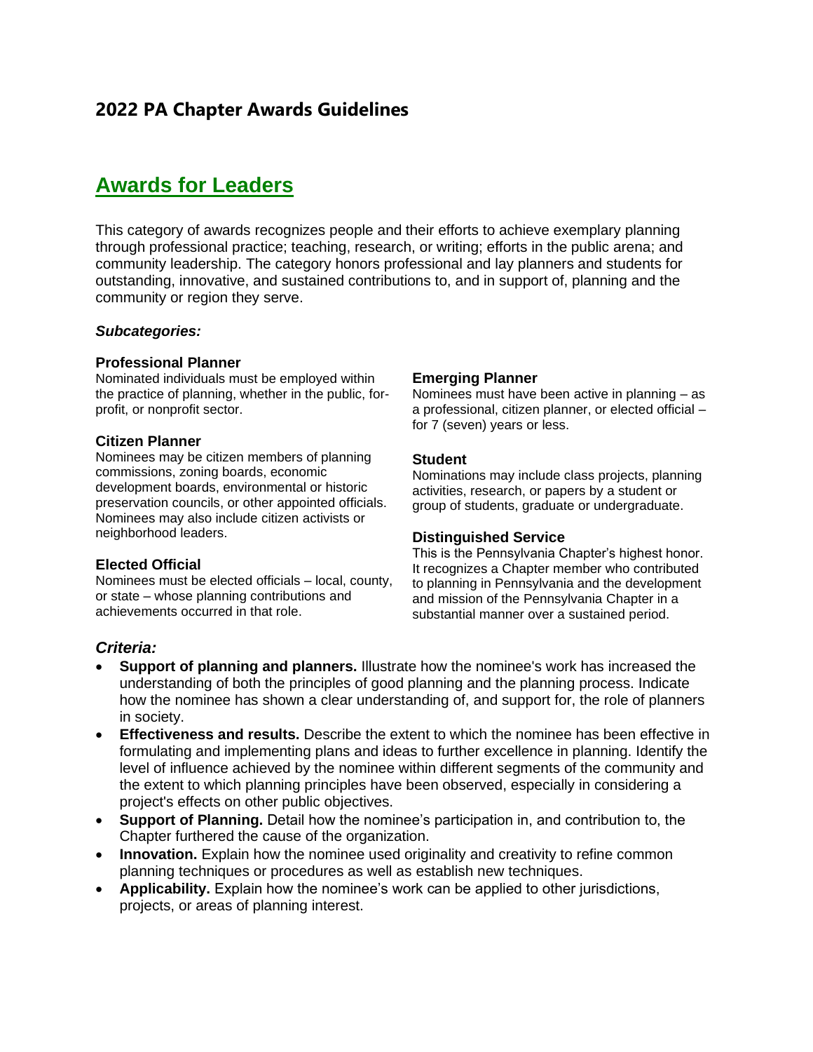## 2022 PA Chapter Awards Guidelines

# Awards for Leaders

This category of awards recognizes people and their efforts to achieve exemplary planning through professional practice; teaching, research, or writing; efforts in the public arena; and community leadership. The category honors professional and lay planners and students for outstanding, innovative, and sustained contributions to, and in support of, planning and the community or region they serve.

***Subcategories:***

**Professional Planner**
Nominated individuals must be employed within the practice of planning, whether in the public, for-profit, or nonprofit sector.

**Citizen Planner**
Nominees may be citizen members of planning commissions, zoning boards, economic development boards, environmental or historic preservation councils, or other appointed officials. Nominees may also include citizen activists or neighborhood leaders.

**Elected Official**
Nominees must be elected officials – local, county, or state – whose planning contributions and achievements occurred in that role.

**Emerging Planner**
Nominees must have been active in planning – as a professional, citizen planner, or elected official – for 7 (seven) years or less.

**Student**
Nominations may include class projects, planning activities, research, or papers by a student or group of students, graduate or undergraduate.

**Distinguished Service**
This is the Pennsylvania Chapter's highest honor. It recognizes a Chapter member who contributed to planning in Pennsylvania and the development and mission of the Pennsylvania Chapter in a substantial manner over a sustained period.

***Criteria:***

- **Support of planning and planners.** Illustrate how the nominee's work has increased the understanding of both the principles of good planning and the planning process. Indicate how the nominee has shown a clear understanding of, and support for, the role of planners in society.
- **Effectiveness and results.** Describe the extent to which the nominee has been effective in formulating and implementing plans and ideas to further excellence in planning. Identify the level of influence achieved by the nominee within different segments of the community and the extent to which planning principles have been observed, especially in considering a project's effects on other public objectives.
- **Support of Planning.** Detail how the nominee's participation in, and contribution to, the Chapter furthered the cause of the organization.
- **Innovation.** Explain how the nominee used originality and creativity to refine common planning techniques or procedures as well as establish new techniques.
- **Applicability.** Explain how the nominee's work can be applied to other jurisdictions, projects, or areas of planning interest.